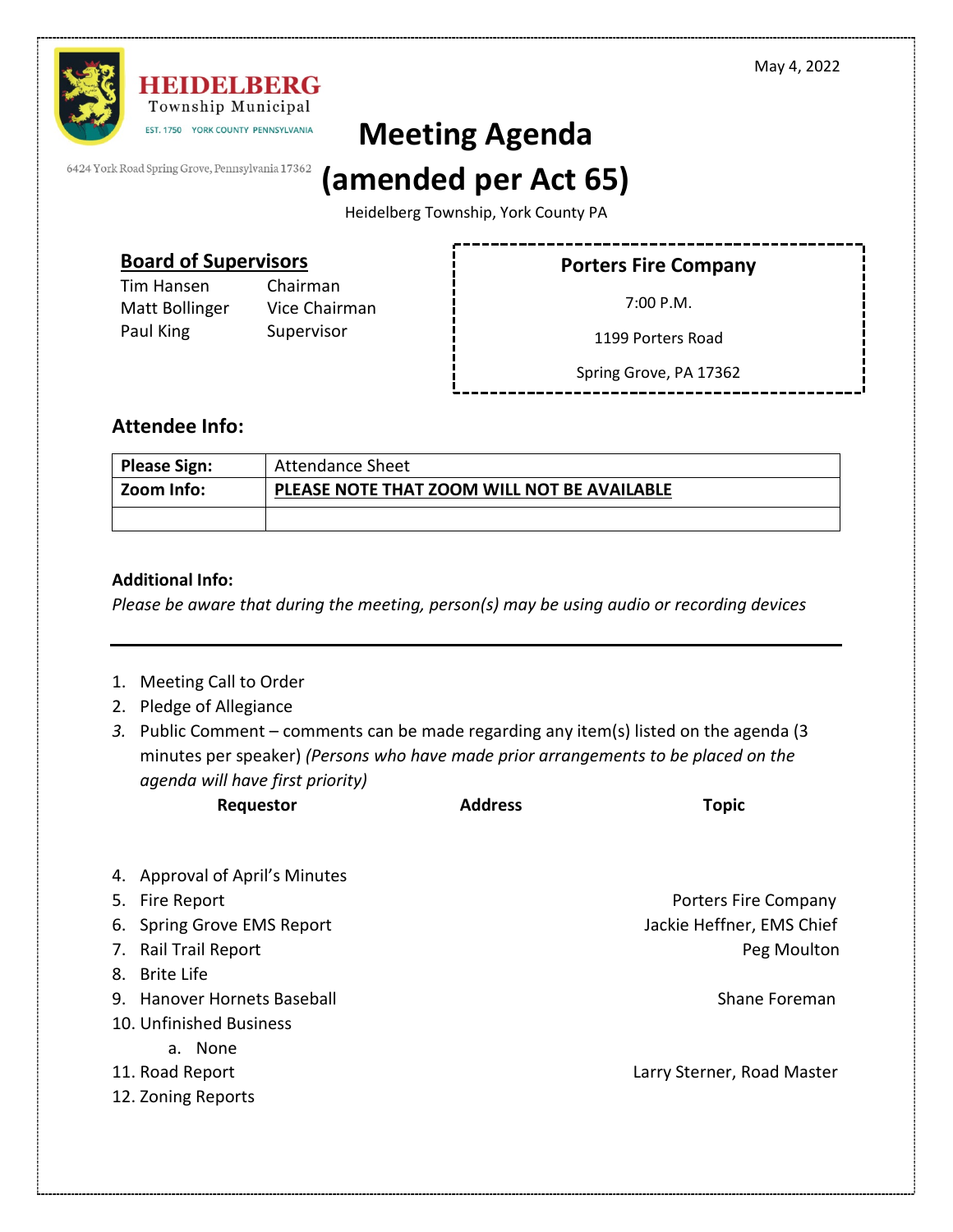May 4, 2022

**HEIDELBERG**
Township Municipal
EST. 1750 YORK COUNTY PENNSYLVANIA

6424 York Road Spring Grove, Pennsylvania 17362

# Meeting Agenda (amended per Act 65)

Heidelberg Township, York County PA

## Board of Supervisors

| | |
|---|---|
| Tim Hansen | Chairman |
| Matt Bollinger | Vice Chairman |
| Paul King | Supervisor |

**Porters Fire Company**

7:00 P.M.

1199 Porters Road

Spring Grove, PA 17362

## Attendee Info:

| | |
|---|---|
| **Please Sign:** | Attendance Sheet |
| **Zoom Info:** | **PLEASE NOTE THAT ZOOM WILL NOT BE AVAILABLE** |
| | |

**Additional Info:**
*Please be aware that during the meeting, person(s) may be using audio or recording devices*

---

1. Meeting Call to Order
2. Pledge of Allegiance
3. Public Comment – comments can be made regarding any item(s) listed on the agenda (3 minutes per speaker) *(Persons who have made prior arrangements to be placed on the agenda will have first priority)*

| Requestor | Address | Topic |
|---|---|---|
| | | |

4. Approval of April's Minutes
5. Fire Report — Porters Fire Company
6. Spring Grove EMS Report — Jackie Heffner, EMS Chief
7. Rail Trail Report — Peg Moulton
8. Brite Life
9. Hanover Hornets Baseball — Shane Foreman
10. Unfinished Business
    a. None
11. Road Report — Larry Sterner, Road Master
12. Zoning Reports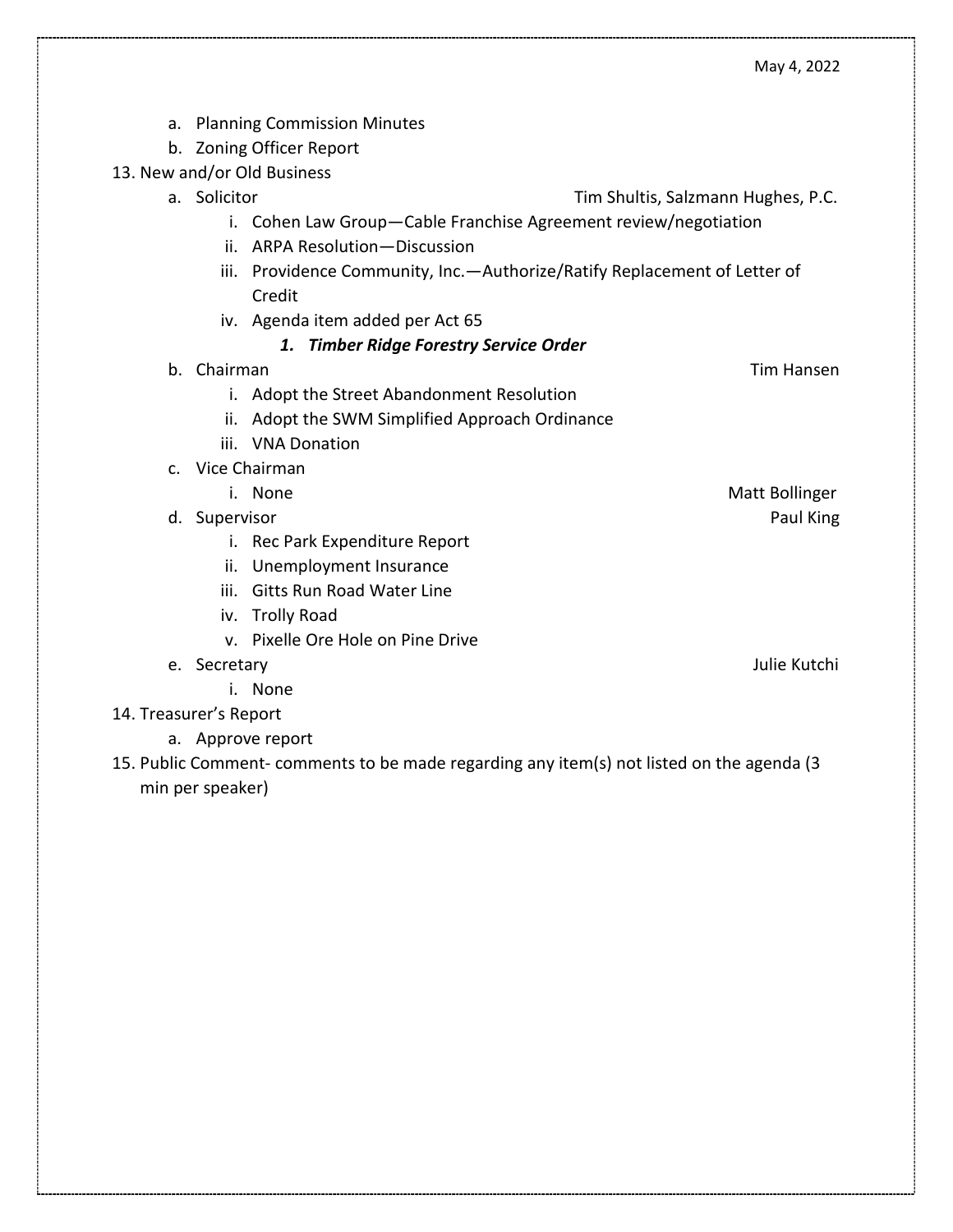- a. Planning Commission Minutes
- b. Zoning Officer Report

13. New and/or Old Business
    - a. Solicitor — Tim Shultis, Salzmann Hughes, P.C.
        - i. Cohen Law Group—Cable Franchise Agreement review/negotiation
        - ii. ARPA Resolution—Discussion
        - iii. Providence Community, Inc.—Authorize/Ratify Replacement of Letter of Credit
        - iv. Agenda item added per Act 65
            1. ***Timber Ridge Forestry Service Order***
    - b. Chairman — Tim Hansen
        - i. Adopt the Street Abandonment Resolution
        - ii. Adopt the SWM Simplified Approach Ordinance
        - iii. VNA Donation
    - c. Vice Chairman — Matt Bollinger
        - i. None
    - d. Supervisor — Paul King
        - i. Rec Park Expenditure Report
        - ii. Unemployment Insurance
        - iii. Gitts Run Road Water Line
        - iv. Trolly Road
        - v. Pixelle Ore Hole on Pine Drive
    - e. Secretary — Julie Kutchi
        - i. None

14. Treasurer's Report
    - a. Approve report

15. Public Comment- comments to be made regarding any item(s) not listed on the agenda (3 min per speaker)